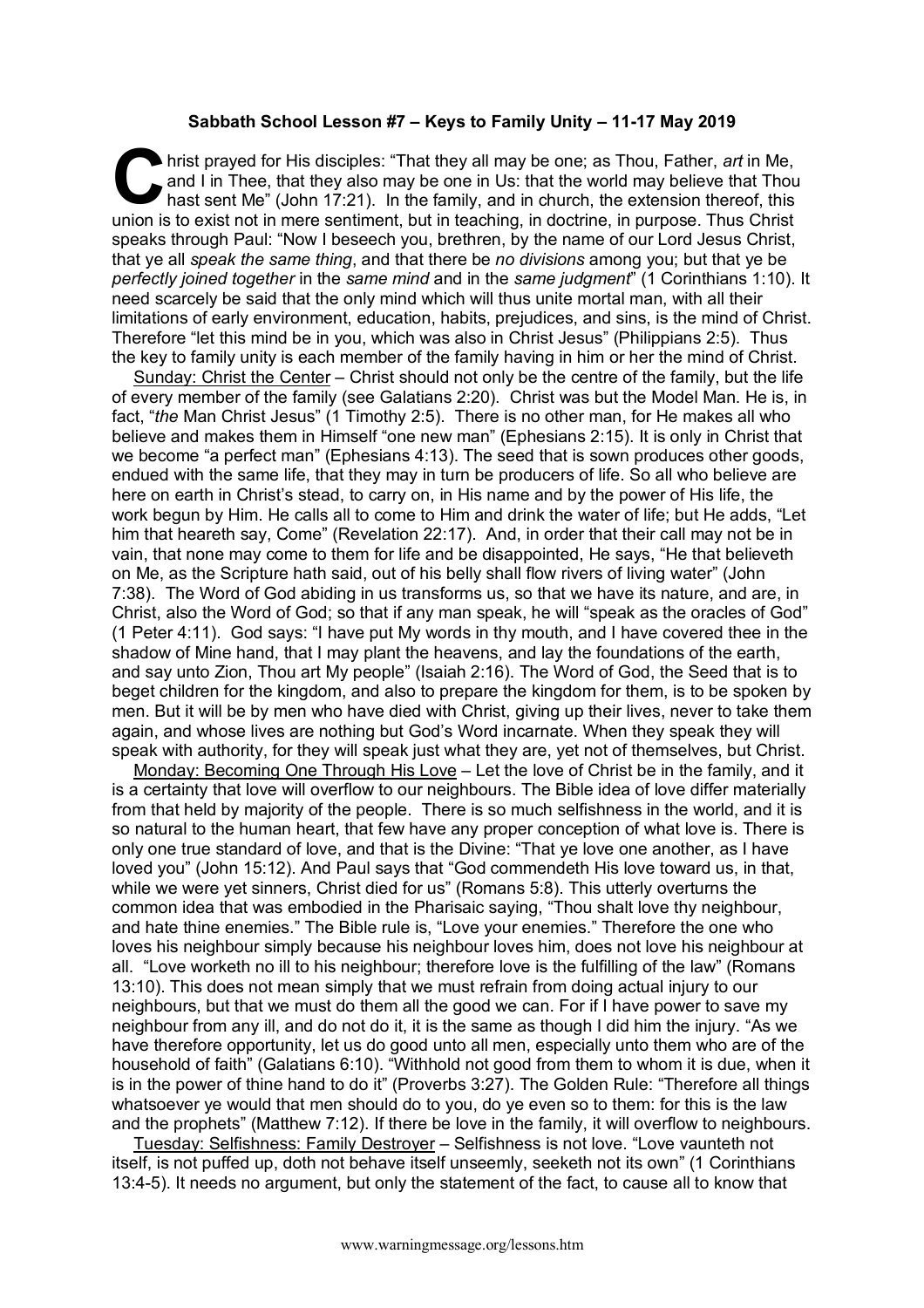**Sabbath School Lesson #7 – Keys to Family Unity – 11-17 May 2019**

Christ prayed for His disciples: "That they all may be one; as Thou, Father, *art* in Me, and I in Thee, that they also may be one in Us: that the world may believe that Thou hast sent Me" (John 17:21). In the family, and in church, the extension thereof, this union is to exist not in mere sentiment, but in teaching, in doctrine, in purpose. Thus Christ speaks through Paul: "Now I beseech you, brethren, by the name of our Lord Jesus Christ, that ye all *speak the same thing*, and that there be *no divisions* among you; but that ye be *perfectly joined together* in the *same mind* and in the *same judgment*" (1 Corinthians 1:10). It need scarcely be said that the only mind which will thus unite mortal man, with all their limitations of early environment, education, habits, prejudices, and sins, is the mind of Christ. Therefore "let this mind be in you, which was also in Christ Jesus" (Philippians 2:5). Thus the key to family unity is each member of the family having in him or her the mind of Christ.

Sunday: Christ the Center – Christ should not only be the centre of the family, but the life of every member of the family (see Galatians 2:20). Christ was but the Model Man. He is, in fact, "*the* Man Christ Jesus" (1 Timothy 2:5). There is no other man, for He makes all who believe and makes them in Himself "one new man" (Ephesians 2:15). It is only in Christ that we become "a perfect man" (Ephesians 4:13). The seed that is sown produces other goods, endued with the same life, that they may in turn be producers of life. So all who believe are here on earth in Christ's stead, to carry on, in His name and by the power of His life, the work begun by Him. He calls all to come to Him and drink the water of life; but He adds, "Let him that heareth say, Come" (Revelation 22:17). And, in order that their call may not be in vain, that none may come to them for life and be disappointed, He says, "He that believeth on Me, as the Scripture hath said, out of his belly shall flow rivers of living water" (John 7:38). The Word of God abiding in us transforms us, so that we have its nature, and are, in Christ, also the Word of God; so that if any man speak, he will "speak as the oracles of God" (1 Peter 4:11). God says: "I have put My words in thy mouth, and I have covered thee in the shadow of Mine hand, that I may plant the heavens, and lay the foundations of the earth, and say unto Zion, Thou art My people" (Isaiah 2:16). The Word of God, the Seed that is to beget children for the kingdom, and also to prepare the kingdom for them, is to be spoken by men. But it will be by men who have died with Christ, giving up their lives, never to take them again, and whose lives are nothing but God's Word incarnate. When they speak they will speak with authority, for they will speak just what they are, yet not of themselves, but Christ.

Monday: Becoming One Through His Love – Let the love of Christ be in the family, and it is a certainty that love will overflow to our neighbours. The Bible idea of love differ materially from that held by majority of the people. There is so much selfishness in the world, and it is so natural to the human heart, that few have any proper conception of what love is. There is only one true standard of love, and that is the Divine: "That ye love one another, as I have loved you" (John 15:12). And Paul says that "God commendeth His love toward us, in that, while we were yet sinners, Christ died for us" (Romans 5:8). This utterly overturns the common idea that was embodied in the Pharisaic saying, "Thou shalt love thy neighbour, and hate thine enemies." The Bible rule is, "Love your enemies." Therefore the one who loves his neighbour simply because his neighbour loves him, does not love his neighbour at all. "Love worketh no ill to his neighbour; therefore love is the fulfilling of the law" (Romans 13:10). This does not mean simply that we must refrain from doing actual injury to our neighbours, but that we must do them all the good we can. For if I have power to save my neighbour from any ill, and do not do it, it is the same as though I did him the injury. "As we have therefore opportunity, let us do good unto all men, especially unto them who are of the household of faith" (Galatians 6:10). "Withhold not good from them to whom it is due, when it is in the power of thine hand to do it" (Proverbs 3:27). The Golden Rule: "Therefore all things whatsoever ye would that men should do to you, do ye even so to them: for this is the law and the prophets" (Matthew 7:12). If there be love in the family, it will overflow to neighbours.

Tuesday: Selfishness: Family Destroyer – Selfishness is not love. "Love vaunteth not itself, is not puffed up, doth not behave itself unseemly, seeketh not its own" (1 Corinthians 13:4-5). It needs no argument, but only the statement of the fact, to cause all to know that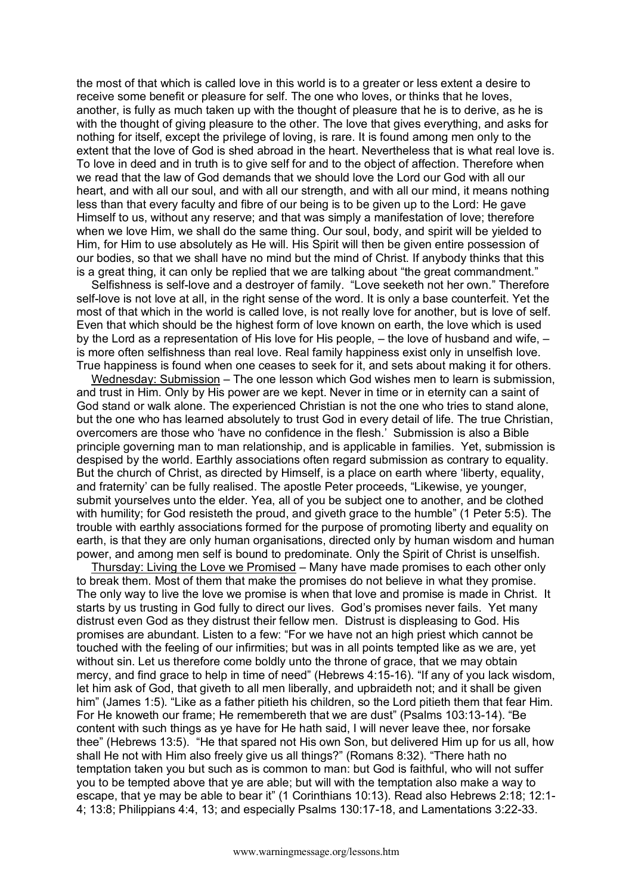the most of that which is called love in this world is to a greater or less extent a desire to receive some benefit or pleasure for self. The one who loves, or thinks that he loves, another, is fully as much taken up with the thought of pleasure that he is to derive, as he is with the thought of giving pleasure to the other. The love that gives everything, and asks for nothing for itself, except the privilege of loving, is rare. It is found among men only to the extent that the love of God is shed abroad in the heart. Nevertheless that is what real love is. To love in deed and in truth is to give self for and to the object of affection. Therefore when we read that the law of God demands that we should love the Lord our God with all our heart, and with all our soul, and with all our strength, and with all our mind, it means nothing less than that every faculty and fibre of our being is to be given up to the Lord: He gave Himself to us, without any reserve; and that was simply a manifestation of love; therefore when we love Him, we shall do the same thing. Our soul, body, and spirit will be yielded to Him, for Him to use absolutely as He will. His Spirit will then be given entire possession of our bodies, so that we shall have no mind but the mind of Christ. If anybody thinks that this is a great thing, it can only be replied that we are talking about "the great commandment."

Selfishness is self-love and a destroyer of family. "Love seeketh not her own." Therefore self-love is not love at all, in the right sense of the word. It is only a base counterfeit. Yet the most of that which in the world is called love, is not really love for another, but is love of self. Even that which should be the highest form of love known on earth, the love which is used by the Lord as a representation of His love for His people, – the love of husband and wife, – is more often selfishness than real love. Real family happiness exist only in unselfish love. True happiness is found when one ceases to seek for it, and sets about making it for others.

Wednesday: Submission – The one lesson which God wishes men to learn is submission, and trust in Him. Only by His power are we kept. Never in time or in eternity can a saint of God stand or walk alone. The experienced Christian is not the one who tries to stand alone, but the one who has learned absolutely to trust God in every detail of life. The true Christian, overcomers are those who 'have no confidence in the flesh.' Submission is also a Bible principle governing man to man relationship, and is applicable in families. Yet, submission is despised by the world. Earthly associations often regard submission as contrary to equality. But the church of Christ, as directed by Himself, is a place on earth where 'liberty, equality, and fraternity' can be fully realised. The apostle Peter proceeds, "Likewise, ye younger, submit yourselves unto the elder. Yea, all of you be subject one to another, and be clothed with humility; for God resisteth the proud, and giveth grace to the humble" (1 Peter 5:5). The trouble with earthly associations formed for the purpose of promoting liberty and equality on earth, is that they are only human organisations, directed only by human wisdom and human power, and among men self is bound to predominate. Only the Spirit of Christ is unselfish.

Thursday: Living the Love we Promised – Many have made promises to each other only to break them. Most of them that make the promises do not believe in what they promise. The only way to live the love we promise is when that love and promise is made in Christ. It starts by us trusting in God fully to direct our lives. God's promises never fails. Yet many distrust even God as they distrust their fellow men. Distrust is displeasing to God. His promises are abundant. Listen to a few: "For we have not an high priest which cannot be touched with the feeling of our infirmities; but was in all points tempted like as we are, yet without sin. Let us therefore come boldly unto the throne of grace, that we may obtain mercy, and find grace to help in time of need" (Hebrews 4:15-16). "If any of you lack wisdom, let him ask of God, that giveth to all men liberally, and upbraideth not; and it shall be given him" (James 1:5). "Like as a father pitieth his children, so the Lord pitieth them that fear Him. For He knoweth our frame; He remembereth that we are dust" (Psalms 103:13-14). "Be content with such things as ye have for He hath said, I will never leave thee, nor forsake thee" (Hebrews 13:5). "He that spared not His own Son, but delivered Him up for us all, how shall He not with Him also freely give us all things?" (Romans 8:32). "There hath no temptation taken you but such as is common to man: but God is faithful, who will not suffer you to be tempted above that ye are able; but will with the temptation also make a way to escape, that ye may be able to bear it" (1 Corinthians 10:13). Read also Hebrews 2:18; 12:1-4; 13:8; Philippians 4:4, 13; and especially Psalms 130:17-18, and Lamentations 3:22-33.